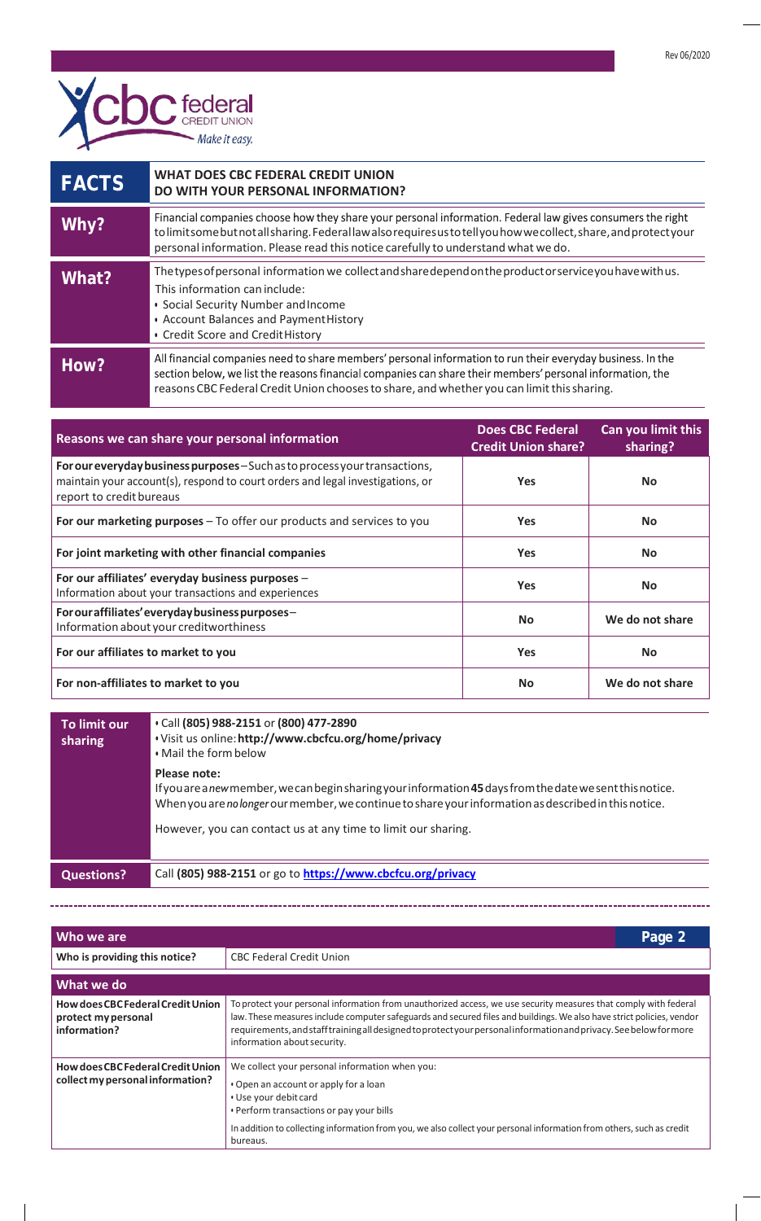Rev 06/2020

cbc federal CREDIT UNION *Make it easy.*

| FACTS | WHAT DOES CBC FEDERAL CREDIT UNION DO WITH YOUR PERSONAL INFORMATION? |
|---|---|
| **Why?** | Financial companies choose how they share your personal information. Federal law gives consumers the right to limit some but not all sharing. Federal law also requires us to tell you how we collect, share, and protect your personal information. Please read this notice carefully to understand what we do. |
| **What?** | The types of personal information we collect and share depend on the product or service you have with us. This information can include:<br>• Social Security Number and Income<br>• Account Balances and Payment History<br>• Credit Score and Credit History |
| **How?** | All financial companies need to share members' personal information to run their everyday business. In the section below, we list the reasons financial companies can share their members' personal information, the reasons CBC Federal Credit Union chooses to share, and whether you can limit this sharing. |

| Reasons we can share your personal information | Does CBC Federal Credit Union share? | Can you limit this sharing? |
|---|---|---|
| **For our everyday business purposes** – Such as to process your transactions, maintain your account(s), respond to court orders and legal investigations, or report to credit bureaus | Yes | No |
| **For our marketing purposes** – To offer our products and services to you | Yes | No |
| **For joint marketing with other financial companies** | Yes | No |
| **For our affiliates' everyday business purposes** – Information about your transactions and experiences | Yes | No |
| **For our affiliates' everyday business purposes** – Information about your creditworthiness | No | We do not share |
| **For our affiliates to market to you** | Yes | No |
| **For non-affiliates to market to you** | No | We do not share |

| To limit our sharing | • Call **(805) 988-2151** or **(800) 477-2890**<br>• Visit us online: **http://www.cbcfcu.org/home/privacy**<br>• Mail the form below<br><br>**Please note:**<br>If you are a *new* member, we can begin sharing your information **45** days from the date we sent this notice. When you are *no longer* our member, we continue to share your information as described in this notice.<br><br>However, you can contact us at any time to limit our sharing. |
|---|---|
| **Questions?** | Call **(805) 988-2151** or go to **https://www.cbcfcu.org/privacy** |

## Page 2

| Who we are | |
|---|---|
| **Who is providing this notice?** | CBC Federal Credit Union |

| What we do | |
|---|---|
| **How does CBC Federal Credit Union protect my personal information?** | To protect your personal information from unauthorized access, we use security measures that comply with federal law. These measures include computer safeguards and secured files and buildings. We also have strict policies, vendor requirements, and staff training all designed to protect your personal information and privacy. See below for more information about security. |
| **How does CBC Federal Credit Union collect my personal information?** | We collect your personal information when you:<br>• Open an account or apply for a loan<br>• Use your debit card<br>• Perform transactions or pay your bills<br><br>In addition to collecting information from you, we also collect your personal information from others, such as credit bureaus. |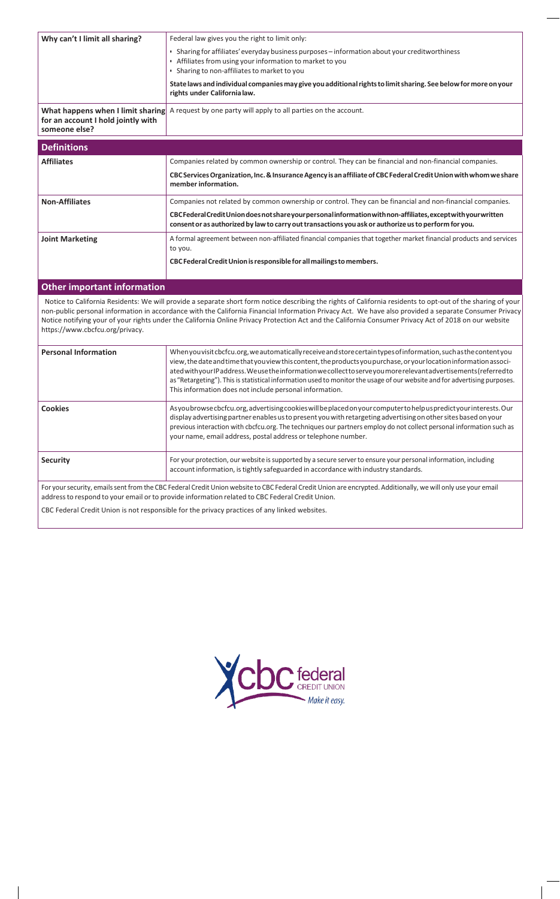| | |
|---|---|
| **Why can't I limit all sharing?** | Federal law gives you the right to limit only:<br>• Sharing for affiliates' everyday business purposes – information about your creditworthiness<br>• Affiliates from using your information to market to you<br>• Sharing to non-affiliates to market to you<br>**State laws and individual companies may give you additional rights to limit sharing. See below for more on your rights under California law.** |
| **What happens when I limit sharing for an account I hold jointly with someone else?** | A request by one party will apply to all parties on the account. |

## Definitions

| | |
|---|---|
| **Affiliates** | Companies related by common ownership or control. They can be financial and non-financial companies.<br>**CBC Services Organization, Inc. & Insurance Agency is an affiliate of CBC Federal Credit Union with whom we share member information.** |
| **Non-Affiliates** | Companies not related by common ownership or control. They can be financial and non-financial companies.<br>**CBC Federal Credit Union does not share your personal information with non-affiliates, except with your written consent or as authorized by law to carry out transactions you ask or authorize us to perform for you.** |
| **Joint Marketing** | A formal agreement between non-affiliated financial companies that together market financial products and services to you.<br>**CBC Federal Credit Union is responsible for all mailings to members.** |

## Other important information

Notice to California Residents: We will provide a separate short form notice describing the rights of California residents to opt-out of the sharing of your non-public personal information in accordance with the California Financial Information Privacy Act. We have also provided a separate Consumer Privacy Notice notifying your of your rights under the California Online Privacy Protection Act and the California Consumer Privacy Act of 2018 on our website https://www.cbcfcu.org/privacy.

| | |
|---|---|
| **Personal Information** | When you visit cbcfcu.org, we automatically receive and store certain types of information, such as the content you view, the date and time that you view this content, the products you purchase, or your location information associated with your IP address. We use the information we collect to serve you more relevant advertisements (referred to as "Retargeting"). This is statistical information used to monitor the usage of our website and for advertising purposes. This information does not include personal information. |
| **Cookies** | As you browse cbcfcu.org, advertising cookies will be placed on your computer to help us predict your interests. Our display advertising partner enables us to present you with retargeting advertising on other sites based on your previous interaction with cbcfcu.org. The techniques our partners employ do not collect personal information such as your name, email address, postal address or telephone number. |
| **Security** | For your protection, our website is supported by a secure server to ensure your personal information, including account information, is tightly safeguarded in accordance with industry standards. |

For your security, emails sent from the CBC Federal Credit Union website to CBC Federal Credit Union are encrypted. Additionally, we will only use your email address to respond to your email or to provide information related to CBC Federal Credit Union.

CBC Federal Credit Union is not responsible for the privacy practices of any linked websites.

cbc federal CREDIT UNION *Make it easy.*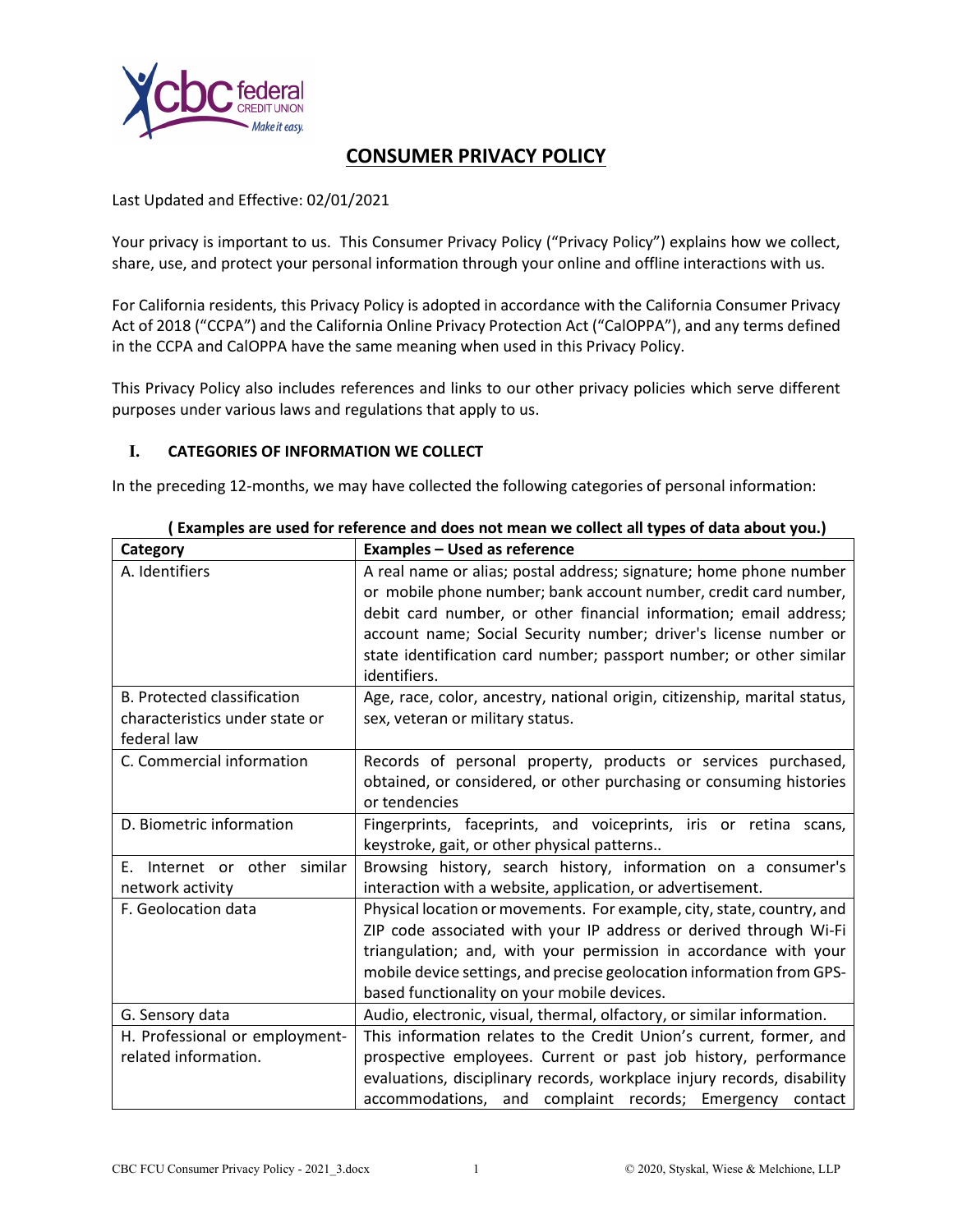# CONSUMER PRIVACY POLICY

Last Updated and Effective: 02/01/2021

Your privacy is important to us. This Consumer Privacy Policy ("Privacy Policy") explains how we collect, share, use, and protect your personal information through your online and offline interactions with us.

For California residents, this Privacy Policy is adopted in accordance with the California Consumer Privacy Act of 2018 ("CCPA") and the California Online Privacy Protection Act ("CalOPPA"), and any terms defined in the CCPA and CalOPPA have the same meaning when used in this Privacy Policy.

This Privacy Policy also includes references and links to our other privacy policies which serve different purposes under various laws and regulations that apply to us.

## I. CATEGORIES OF INFORMATION WE COLLECT

In the preceding 12-months, we may have collected the following categories of personal information:

**( Examples are used for reference and does not mean we collect all types of data about you.)**

| Category | Examples – Used as reference |
|---|---|
| A. Identifiers | A real name or alias; postal address; signature; home phone number or mobile phone number; bank account number, credit card number, debit card number, or other financial information; email address; account name; Social Security number; driver's license number or state identification card number; passport number; or other similar identifiers. |
| B. Protected classification characteristics under state or federal law | Age, race, color, ancestry, national origin, citizenship, marital status, sex, veteran or military status. |
| C. Commercial information | Records of personal property, products or services purchased, obtained, or considered, or other purchasing or consuming histories or tendencies |
| D. Biometric information | Fingerprints, faceprints, and voiceprints, iris or retina scans, keystroke, gait, or other physical patterns.. |
| E. Internet or other similar network activity | Browsing history, search history, information on a consumer's interaction with a website, application, or advertisement. |
| F. Geolocation data | Physical location or movements. For example, city, state, country, and ZIP code associated with your IP address or derived through Wi-Fi triangulation; and, with your permission in accordance with your mobile device settings, and precise geolocation information from GPS-based functionality on your mobile devices. |
| G. Sensory data | Audio, electronic, visual, thermal, olfactory, or similar information. |
| H. Professional or employment-related information. | This information relates to the Credit Union's current, former, and prospective employees. Current or past job history, performance evaluations, disciplinary records, workplace injury records, disability accommodations, and complaint records; Emergency contact |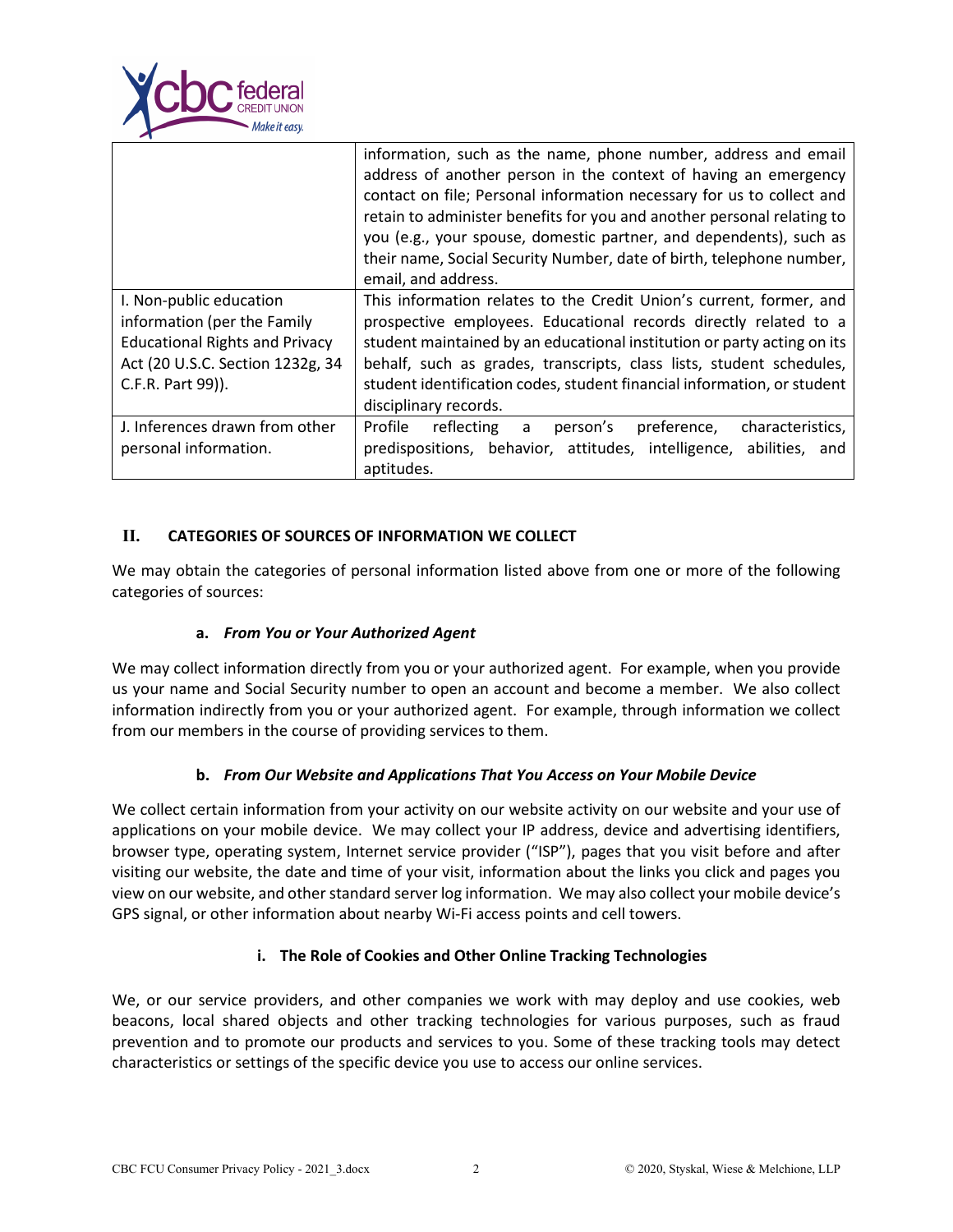| | |
|---|---|
| | information, such as the name, phone number, address and email address of another person in the context of having an emergency contact on file; Personal information necessary for us to collect and retain to administer benefits for you and another personal relating to you (e.g., your spouse, domestic partner, and dependents), such as their name, Social Security Number, date of birth, telephone number, email, and address. |
| I. Non-public education information (per the Family Educational Rights and Privacy Act (20 U.S.C. Section 1232g, 34 C.F.R. Part 99)). | This information relates to the Credit Union's current, former, and prospective employees. Educational records directly related to a student maintained by an educational institution or party acting on its behalf, such as grades, transcripts, class lists, student schedules, student identification codes, student financial information, or student disciplinary records. |
| J. Inferences drawn from other personal information. | Profile reflecting a person's preference, characteristics, predispositions, behavior, attitudes, intelligence, abilities, and aptitudes. |

## II. CATEGORIES OF SOURCES OF INFORMATION WE COLLECT

We may obtain the categories of personal information listed above from one or more of the following categories of sources:

### a. *From You or Your Authorized Agent*

We may collect information directly from you or your authorized agent. For example, when you provide us your name and Social Security number to open an account and become a member. We also collect information indirectly from you or your authorized agent. For example, through information we collect from our members in the course of providing services to them.

### b. *From Our Website and Applications That You Access on Your Mobile Device*

We collect certain information from your activity on our website activity on our website and your use of applications on your mobile device. We may collect your IP address, device and advertising identifiers, browser type, operating system, Internet service provider ("ISP"), pages that you visit before and after visiting our website, the date and time of your visit, information about the links you click and pages you view on our website, and other standard server log information. We may also collect your mobile device's GPS signal, or other information about nearby Wi-Fi access points and cell towers.

#### i. The Role of Cookies and Other Online Tracking Technologies

We, or our service providers, and other companies we work with may deploy and use cookies, web beacons, local shared objects and other tracking technologies for various purposes, such as fraud prevention and to promote our products and services to you. Some of these tracking tools may detect characteristics or settings of the specific device you use to access our online services.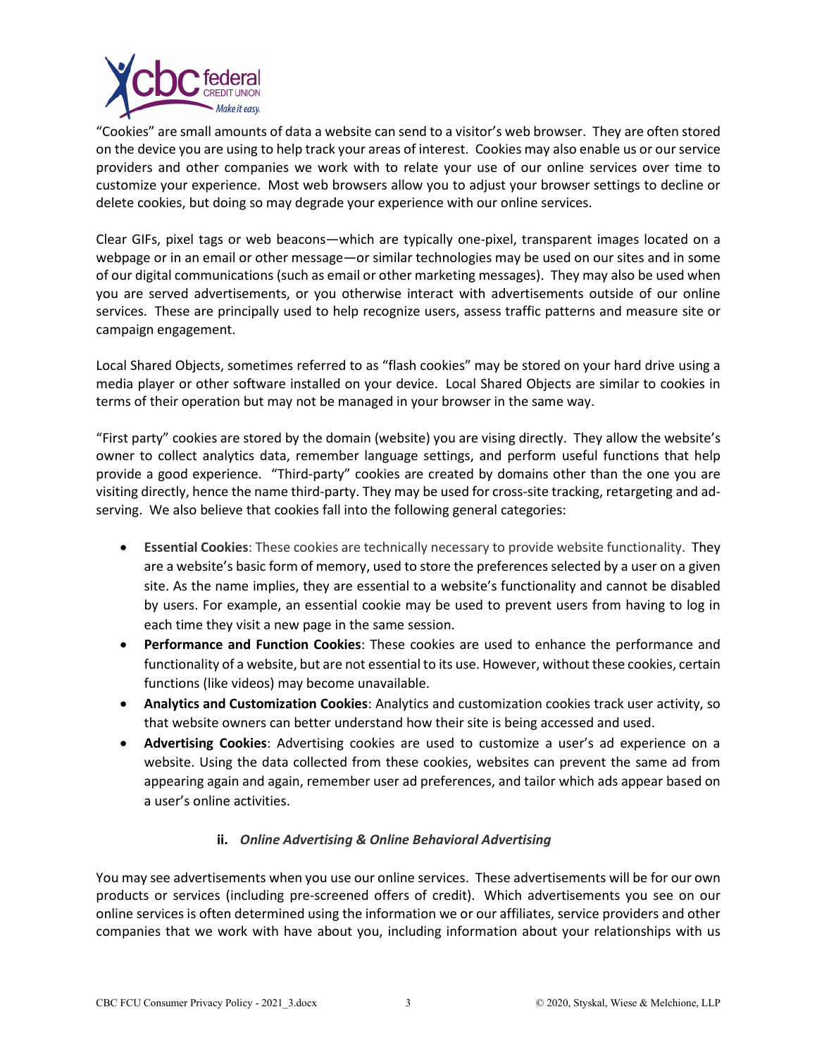"Cookies" are small amounts of data a website can send to a visitor's web browser. They are often stored on the device you are using to help track your areas of interest. Cookies may also enable us or our service providers and other companies we work with to relate your use of our online services over time to customize your experience. Most web browsers allow you to adjust your browser settings to decline or delete cookies, but doing so may degrade your experience with our online services.

Clear GIFs, pixel tags or web beacons—which are typically one-pixel, transparent images located on a webpage or in an email or other message—or similar technologies may be used on our sites and in some of our digital communications (such as email or other marketing messages). They may also be used when you are served advertisements, or you otherwise interact with advertisements outside of our online services. These are principally used to help recognize users, assess traffic patterns and measure site or campaign engagement.

Local Shared Objects, sometimes referred to as "flash cookies" may be stored on your hard drive using a media player or other software installed on your device. Local Shared Objects are similar to cookies in terms of their operation but may not be managed in your browser in the same way.

"First party" cookies are stored by the domain (website) you are vising directly. They allow the website's owner to collect analytics data, remember language settings, and perform useful functions that help provide a good experience. "Third-party" cookies are created by domains other than the one you are visiting directly, hence the name third-party. They may be used for cross-site tracking, retargeting and ad-serving. We also believe that cookies fall into the following general categories:

- **Essential Cookies**: These cookies are technically necessary to provide website functionality. They are a website's basic form of memory, used to store the preferences selected by a user on a given site. As the name implies, they are essential to a website's functionality and cannot be disabled by users. For example, an essential cookie may be used to prevent users from having to log in each time they visit a new page in the same session.
- **Performance and Function Cookies**: These cookies are used to enhance the performance and functionality of a website, but are not essential to its use. However, without these cookies, certain functions (like videos) may become unavailable.
- **Analytics and Customization Cookies**: Analytics and customization cookies track user activity, so that website owners can better understand how their site is being accessed and used.
- **Advertising Cookies**: Advertising cookies are used to customize a user's ad experience on a website. Using the data collected from these cookies, websites can prevent the same ad from appearing again and again, remember user ad preferences, and tailor which ads appear based on a user's online activities.

### ii. *Online Advertising & Online Behavioral Advertising*

You may see advertisements when you use our online services. These advertisements will be for our own products or services (including pre-screened offers of credit). Which advertisements you see on our online services is often determined using the information we or our affiliates, service providers and other companies that we work with have about you, including information about your relationships with us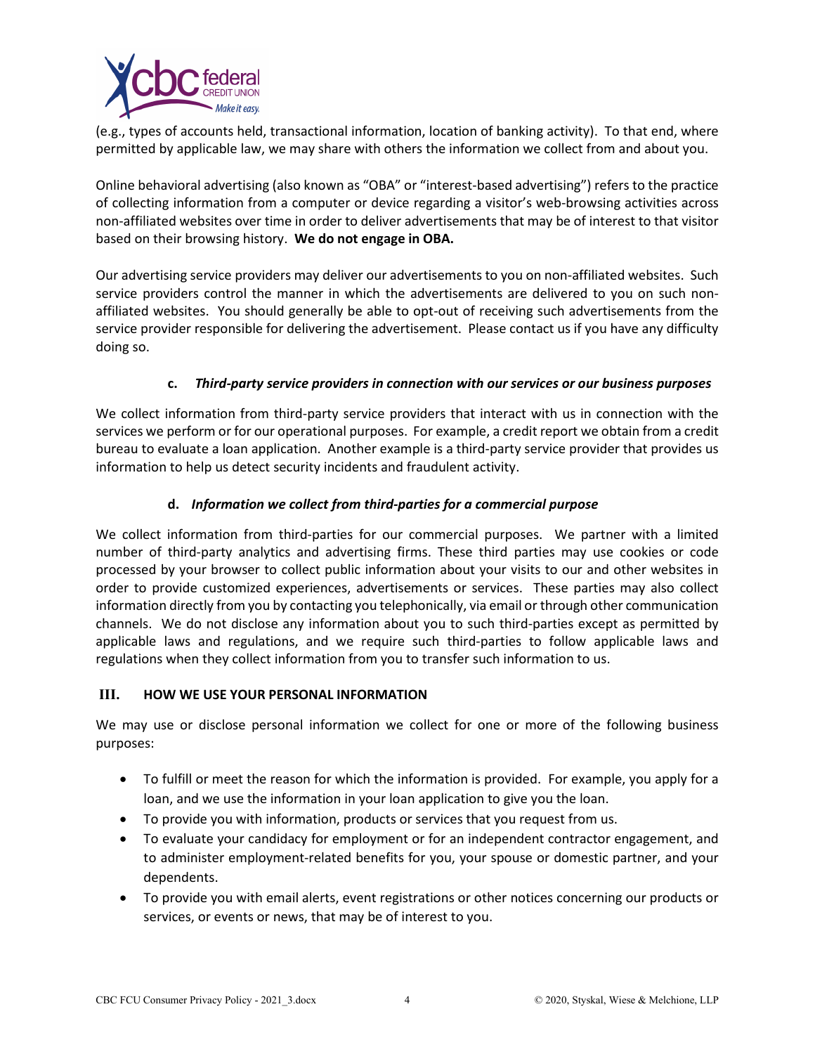(e.g., types of accounts held, transactional information, location of banking activity). To that end, where permitted by applicable law, we may share with others the information we collect from and about you.

Online behavioral advertising (also known as "OBA" or "interest-based advertising") refers to the practice of collecting information from a computer or device regarding a visitor's web-browsing activities across non-affiliated websites over time in order to deliver advertisements that may be of interest to that visitor based on their browsing history. **We do not engage in OBA.**

Our advertising service providers may deliver our advertisements to you on non-affiliated websites. Such service providers control the manner in which the advertisements are delivered to you on such non-affiliated websites. You should generally be able to opt-out of receiving such advertisements from the service provider responsible for delivering the advertisement. Please contact us if you have any difficulty doing so.

#### c. *Third-party service providers in connection with our services or our business purposes*

We collect information from third-party service providers that interact with us in connection with the services we perform or for our operational purposes. For example, a credit report we obtain from a credit bureau to evaluate a loan application. Another example is a third-party service provider that provides us information to help us detect security incidents and fraudulent activity.

#### d. *Information we collect from third-parties for a commercial purpose*

We collect information from third-parties for our commercial purposes. We partner with a limited number of third-party analytics and advertising firms. These third parties may use cookies or code processed by your browser to collect public information about your visits to our and other websites in order to provide customized experiences, advertisements or services. These parties may also collect information directly from you by contacting you telephonically, via email or through other communication channels. We do not disclose any information about you to such third-parties except as permitted by applicable laws and regulations, and we require such third-parties to follow applicable laws and regulations when they collect information from you to transfer such information to us.

## III. HOW WE USE YOUR PERSONAL INFORMATION

We may use or disclose personal information we collect for one or more of the following business purposes:

- To fulfill or meet the reason for which the information is provided. For example, you apply for a loan, and we use the information in your loan application to give you the loan.
- To provide you with information, products or services that you request from us.
- To evaluate your candidacy for employment or for an independent contractor engagement, and to administer employment-related benefits for you, your spouse or domestic partner, and your dependents.
- To provide you with email alerts, event registrations or other notices concerning our products or services, or events or news, that may be of interest to you.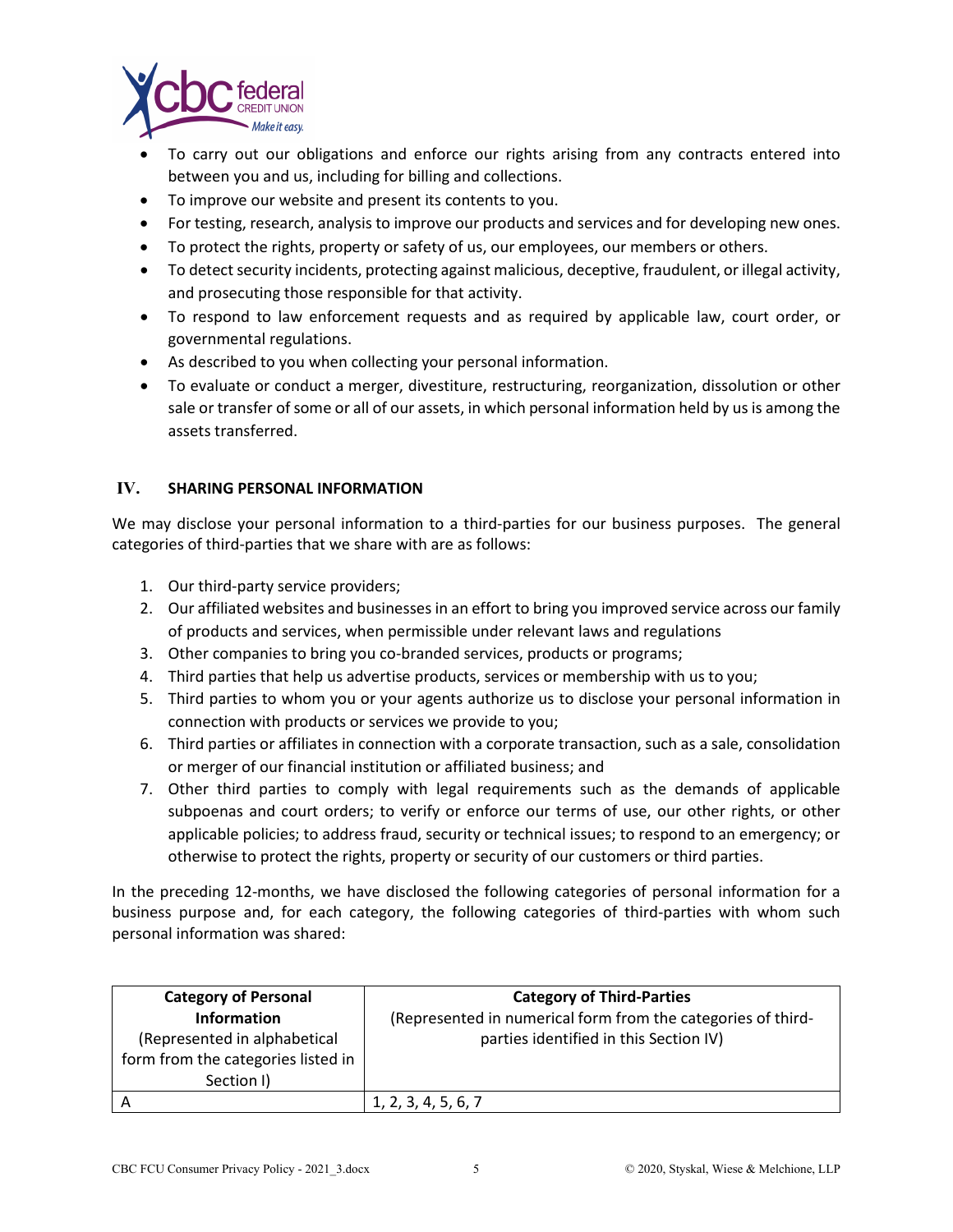- To carry out our obligations and enforce our rights arising from any contracts entered into between you and us, including for billing and collections.
- To improve our website and present its contents to you.
- For testing, research, analysis to improve our products and services and for developing new ones.
- To protect the rights, property or safety of us, our employees, our members or others.
- To detect security incidents, protecting against malicious, deceptive, fraudulent, or illegal activity, and prosecuting those responsible for that activity.
- To respond to law enforcement requests and as required by applicable law, court order, or governmental regulations.
- As described to you when collecting your personal information.
- To evaluate or conduct a merger, divestiture, restructuring, reorganization, dissolution or other sale or transfer of some or all of our assets, in which personal information held by us is among the assets transferred.

## IV. SHARING PERSONAL INFORMATION

We may disclose your personal information to a third-parties for our business purposes. The general categories of third-parties that we share with are as follows:

1. Our third-party service providers;
2. Our affiliated websites and businesses in an effort to bring you improved service across our family of products and services, when permissible under relevant laws and regulations
3. Other companies to bring you co-branded services, products or programs;
4. Third parties that help us advertise products, services or membership with us to you;
5. Third parties to whom you or your agents authorize us to disclose your personal information in connection with products or services we provide to you;
6. Third parties or affiliates in connection with a corporate transaction, such as a sale, consolidation or merger of our financial institution or affiliated business; and
7. Other third parties to comply with legal requirements such as the demands of applicable subpoenas and court orders; to verify or enforce our terms of use, our other rights, or other applicable policies; to address fraud, security or technical issues; to respond to an emergency; or otherwise to protect the rights, property or security of our customers or third parties.

In the preceding 12-months, we have disclosed the following categories of personal information for a business purpose and, for each category, the following categories of third-parties with whom such personal information was shared:

| **Category of Personal Information** (Represented in alphabetical form from the categories listed in Section I) | **Category of Third-Parties** (Represented in numerical form from the categories of third-parties identified in this Section IV) |
|---|---|
| A | 1, 2, 3, 4, 5, 6, 7 |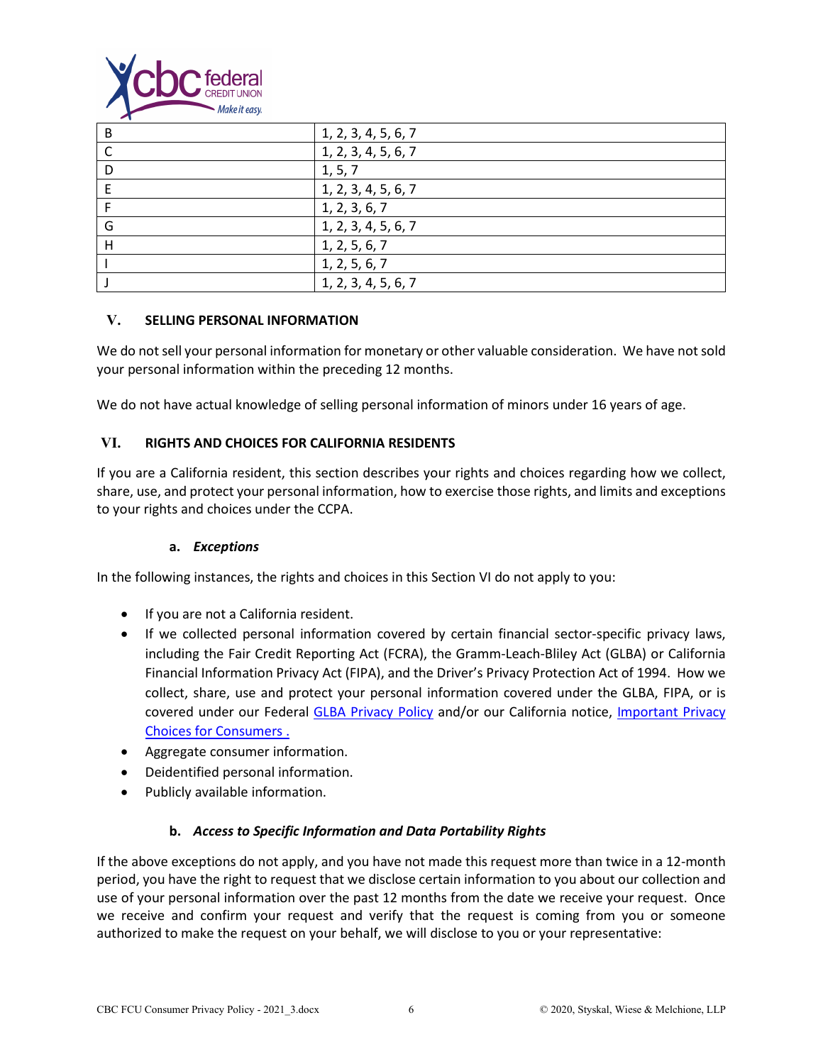| B | 1, 2, 3, 4, 5, 6, 7 |
| --- | --- |
| C | 1, 2, 3, 4, 5, 6, 7 |
| D | 1, 5, 7 |
| E | 1, 2, 3, 4, 5, 6, 7 |
| F | 1, 2, 3, 6, 7 |
| G | 1, 2, 3, 4, 5, 6, 7 |
| H | 1, 2, 5, 6, 7 |
| I | 1, 2, 5, 6, 7 |
| J | 1, 2, 3, 4, 5, 6, 7 |

## V. SELLING PERSONAL INFORMATION

We do not sell your personal information for monetary or other valuable consideration. We have not sold your personal information within the preceding 12 months.

We do not have actual knowledge of selling personal information of minors under 16 years of age.

## VI. RIGHTS AND CHOICES FOR CALIFORNIA RESIDENTS

If you are a California resident, this section describes your rights and choices regarding how we collect, share, use, and protect your personal information, how to exercise those rights, and limits and exceptions to your rights and choices under the CCPA.

### a. *Exceptions*

In the following instances, the rights and choices in this Section VI do not apply to you:

- If you are not a California resident.
- If we collected personal information covered by certain financial sector-specific privacy laws, including the Fair Credit Reporting Act (FCRA), the Gramm-Leach-Bliley Act (GLBA) or California Financial Information Privacy Act (FIPA), and the Driver's Privacy Protection Act of 1994. How we collect, share, use and protect your personal information covered under the GLBA, FIPA, or is covered under our Federal GLBA Privacy Policy and/or our California notice, Important Privacy Choices for Consumers .
- Aggregate consumer information.
- Deidentified personal information.
- Publicly available information.

### b. *Access to Specific Information and Data Portability Rights*

If the above exceptions do not apply, and you have not made this request more than twice in a 12-month period, you have the right to request that we disclose certain information to you about our collection and use of your personal information over the past 12 months from the date we receive your request. Once we receive and confirm your request and verify that the request is coming from you or someone authorized to make the request on your behalf, we will disclose to you or your representative: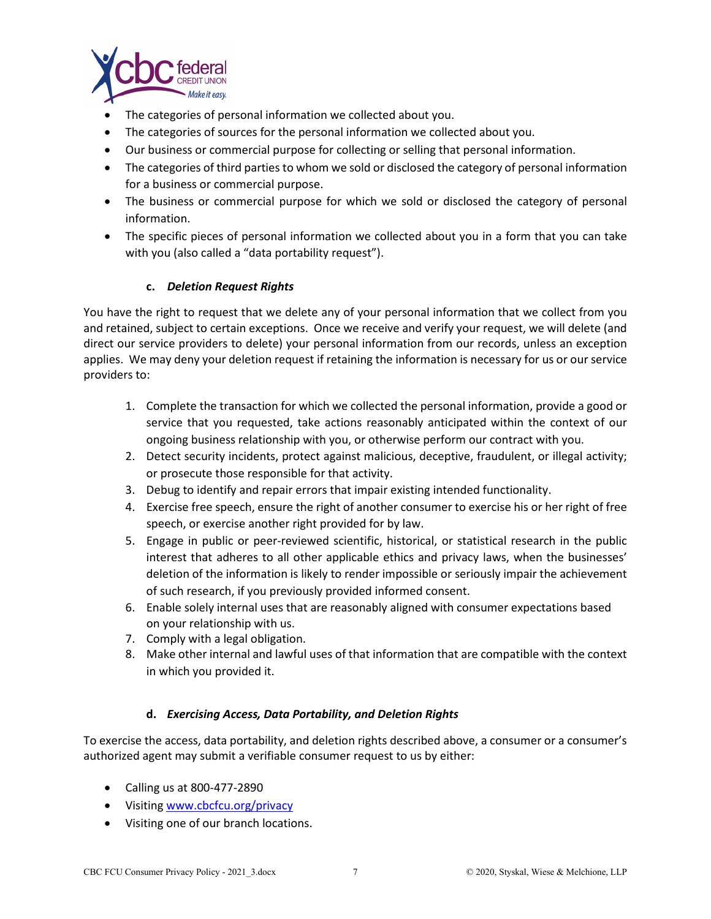- The categories of personal information we collected about you.
- The categories of sources for the personal information we collected about you.
- Our business or commercial purpose for collecting or selling that personal information.
- The categories of third parties to whom we sold or disclosed the category of personal information for a business or commercial purpose.
- The business or commercial purpose for which we sold or disclosed the category of personal information.
- The specific pieces of personal information we collected about you in a form that you can take with you (also called a "data portability request").

#### c. *Deletion Request Rights*

You have the right to request that we delete any of your personal information that we collect from you and retained, subject to certain exceptions. Once we receive and verify your request, we will delete (and direct our service providers to delete) your personal information from our records, unless an exception applies. We may deny your deletion request if retaining the information is necessary for us or our service providers to:

1. Complete the transaction for which we collected the personal information, provide a good or service that you requested, take actions reasonably anticipated within the context of our ongoing business relationship with you, or otherwise perform our contract with you.
2. Detect security incidents, protect against malicious, deceptive, fraudulent, or illegal activity; or prosecute those responsible for that activity.
3. Debug to identify and repair errors that impair existing intended functionality.
4. Exercise free speech, ensure the right of another consumer to exercise his or her right of free speech, or exercise another right provided for by law.
5. Engage in public or peer-reviewed scientific, historical, or statistical research in the public interest that adheres to all other applicable ethics and privacy laws, when the businesses' deletion of the information is likely to render impossible or seriously impair the achievement of such research, if you previously provided informed consent.
6. Enable solely internal uses that are reasonably aligned with consumer expectations based on your relationship with us.
7. Comply with a legal obligation.
8. Make other internal and lawful uses of that information that are compatible with the context in which you provided it.

#### d. *Exercising Access, Data Portability, and Deletion Rights*

To exercise the access, data portability, and deletion rights described above, a consumer or a consumer's authorized agent may submit a verifiable consumer request to us by either:

- Calling us at 800-477-2890
- Visiting [www.cbcfcu.org/privacy](http://www.cbcfcu.org/privacy)
- Visiting one of our branch locations.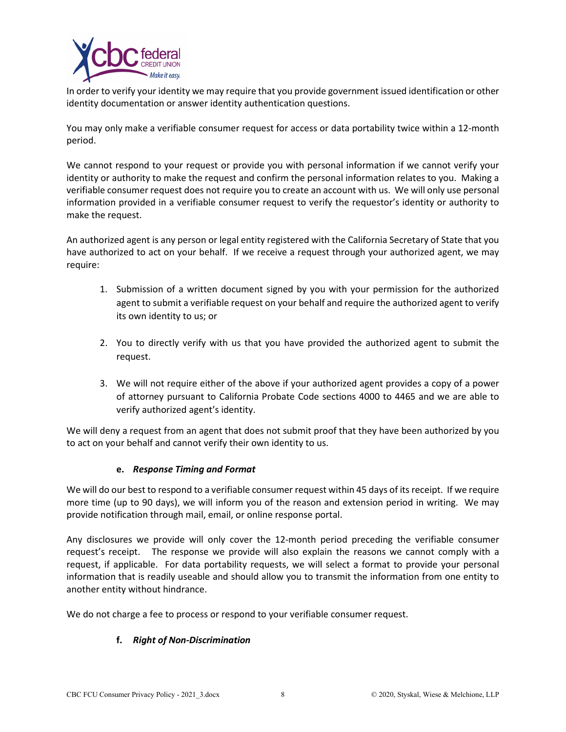In order to verify your identity we may require that you provide government issued identification or other identity documentation or answer identity authentication questions.

You may only make a verifiable consumer request for access or data portability twice within a 12-month period.

We cannot respond to your request or provide you with personal information if we cannot verify your identity or authority to make the request and confirm the personal information relates to you. Making a verifiable consumer request does not require you to create an account with us. We will only use personal information provided in a verifiable consumer request to verify the requestor's identity or authority to make the request.

An authorized agent is any person or legal entity registered with the California Secretary of State that you have authorized to act on your behalf. If we receive a request through your authorized agent, we may require:

1. Submission of a written document signed by you with your permission for the authorized agent to submit a verifiable request on your behalf and require the authorized agent to verify its own identity to us; or

2. You to directly verify with us that you have provided the authorized agent to submit the request.

3. We will not require either of the above if your authorized agent provides a copy of a power of attorney pursuant to California Probate Code sections 4000 to 4465 and we are able to verify authorized agent's identity.

We will deny a request from an agent that does not submit proof that they have been authorized by you to act on your behalf and cannot verify their own identity to us.

**e. *Response Timing and Format***

We will do our best to respond to a verifiable consumer request within 45 days of its receipt. If we require more time (up to 90 days), we will inform you of the reason and extension period in writing. We may provide notification through mail, email, or online response portal.

Any disclosures we provide will only cover the 12-month period preceding the verifiable consumer request's receipt. The response we provide will also explain the reasons we cannot comply with a request, if applicable. For data portability requests, we will select a format to provide your personal information that is readily useable and should allow you to transmit the information from one entity to another entity without hindrance.

We do not charge a fee to process or respond to your verifiable consumer request.

**f. *Right of Non-Discrimination***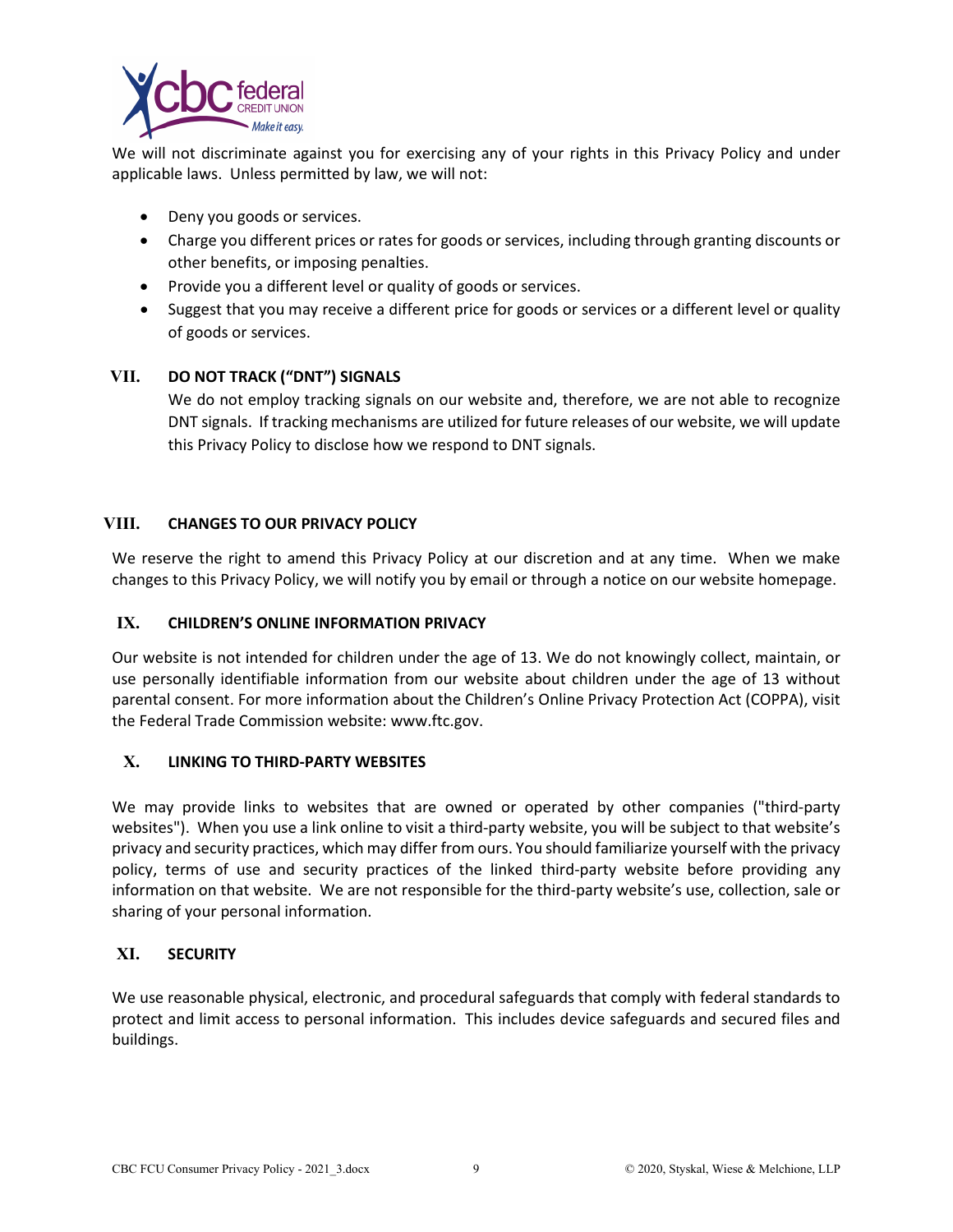We will not discriminate against you for exercising any of your rights in this Privacy Policy and under applicable laws. Unless permitted by law, we will not:

- Deny you goods or services.
- Charge you different prices or rates for goods or services, including through granting discounts or other benefits, or imposing penalties.
- Provide you a different level or quality of goods or services.
- Suggest that you may receive a different price for goods or services or a different level or quality of goods or services.

## VII. DO NOT TRACK ("DNT") SIGNALS

We do not employ tracking signals on our website and, therefore, we are not able to recognize DNT signals. If tracking mechanisms are utilized for future releases of our website, we will update this Privacy Policy to disclose how we respond to DNT signals.

## VIII. CHANGES TO OUR PRIVACY POLICY

We reserve the right to amend this Privacy Policy at our discretion and at any time. When we make changes to this Privacy Policy, we will notify you by email or through a notice on our website homepage.

## IX. CHILDREN'S ONLINE INFORMATION PRIVACY

Our website is not intended for children under the age of 13. We do not knowingly collect, maintain, or use personally identifiable information from our website about children under the age of 13 without parental consent. For more information about the Children's Online Privacy Protection Act (COPPA), visit the Federal Trade Commission website: www.ftc.gov.

## X. LINKING TO THIRD-PARTY WEBSITES

We may provide links to websites that are owned or operated by other companies ("third-party websites"). When you use a link online to visit a third-party website, you will be subject to that website's privacy and security practices, which may differ from ours. You should familiarize yourself with the privacy policy, terms of use and security practices of the linked third-party website before providing any information on that website. We are not responsible for the third-party website's use, collection, sale or sharing of your personal information.

## XI. SECURITY

We use reasonable physical, electronic, and procedural safeguards that comply with federal standards to protect and limit access to personal information. This includes device safeguards and secured files and buildings.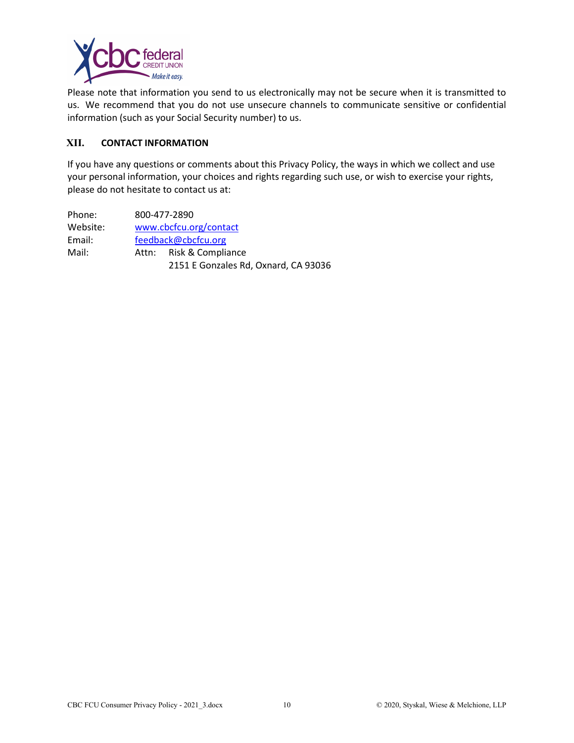Please note that information you send to us electronically may not be secure when it is transmitted to us. We recommend that you do not use unsecure channels to communicate sensitive or confidential information (such as your Social Security number) to us.

## XII. CONTACT INFORMATION

If you have any questions or comments about this Privacy Policy, the ways in which we collect and use your personal information, your choices and rights regarding such use, or wish to exercise your rights, please do not hesitate to contact us at:

Phone: 800-477-2890
Website: www.cbcfcu.org/contact
Email: feedback@cbcfcu.org
Mail: Attn: Risk & Compliance
2151 E Gonzales Rd, Oxnard, CA 93036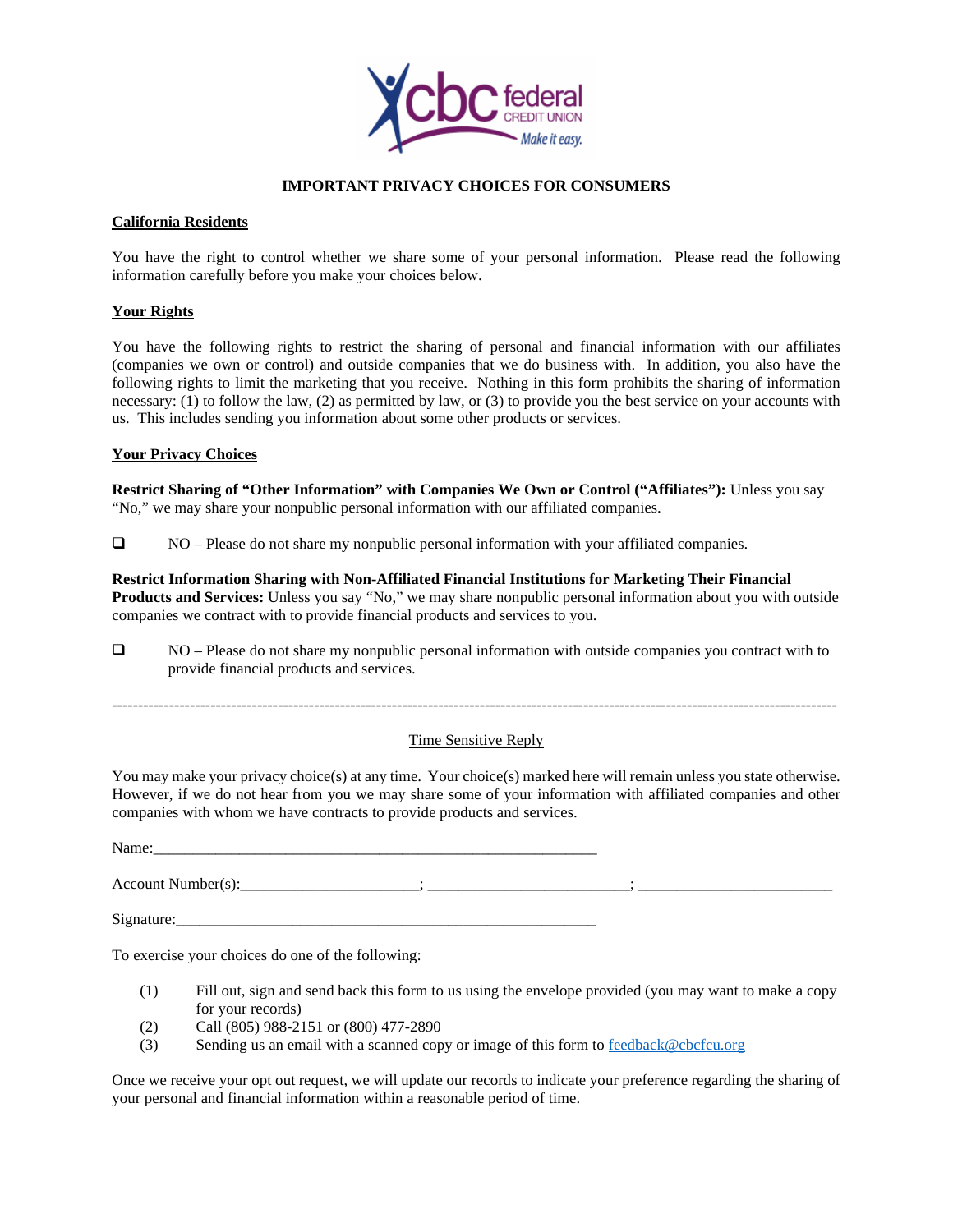# IMPORTANT PRIVACY CHOICES FOR CONSUMERS

## California Residents

You have the right to control whether we share some of your personal information. Please read the following information carefully before you make your choices below.

## Your Rights

You have the following rights to restrict the sharing of personal and financial information with our affiliates (companies we own or control) and outside companies that we do business with. In addition, you also have the following rights to limit the marketing that you receive. Nothing in this form prohibits the sharing of information necessary: (1) to follow the law, (2) as permitted by law, or (3) to provide you the best service on your accounts with us. This includes sending you information about some other products or services.

## Your Privacy Choices

**Restrict Sharing of "Other Information" with Companies We Own or Control ("Affiliates"):** Unless you say "No," we may share your nonpublic personal information with our affiliated companies.

❑ NO – Please do not share my nonpublic personal information with your affiliated companies.

**Restrict Information Sharing with Non-Affiliated Financial Institutions for Marketing Their Financial Products and Services:** Unless you say "No," we may share nonpublic personal information about you with outside companies we contract with to provide financial products and services to you.

❑ NO – Please do not share my nonpublic personal information with outside companies you contract with to provide financial products and services.

---

Time Sensitive Reply

You may make your privacy choice(s) at any time. Your choice(s) marked here will remain unless you state otherwise. However, if we do not hear from you we may share some of your information with affiliated companies and other companies with whom we have contracts to provide products and services.

Name:___________________________________________________________

Account Number(s):______________________; _________________________; ________________________

Signature:_______________________________________________________

To exercise your choices do one of the following:

(1) Fill out, sign and send back this form to us using the envelope provided (you may want to make a copy for your records)
(2) Call (805) 988-2151 or (800) 477-2890
(3) Sending us an email with a scanned copy or image of this form to feedback@cbcfcu.org

Once we receive your opt out request, we will update our records to indicate your preference regarding the sharing of your personal and financial information within a reasonable period of time.